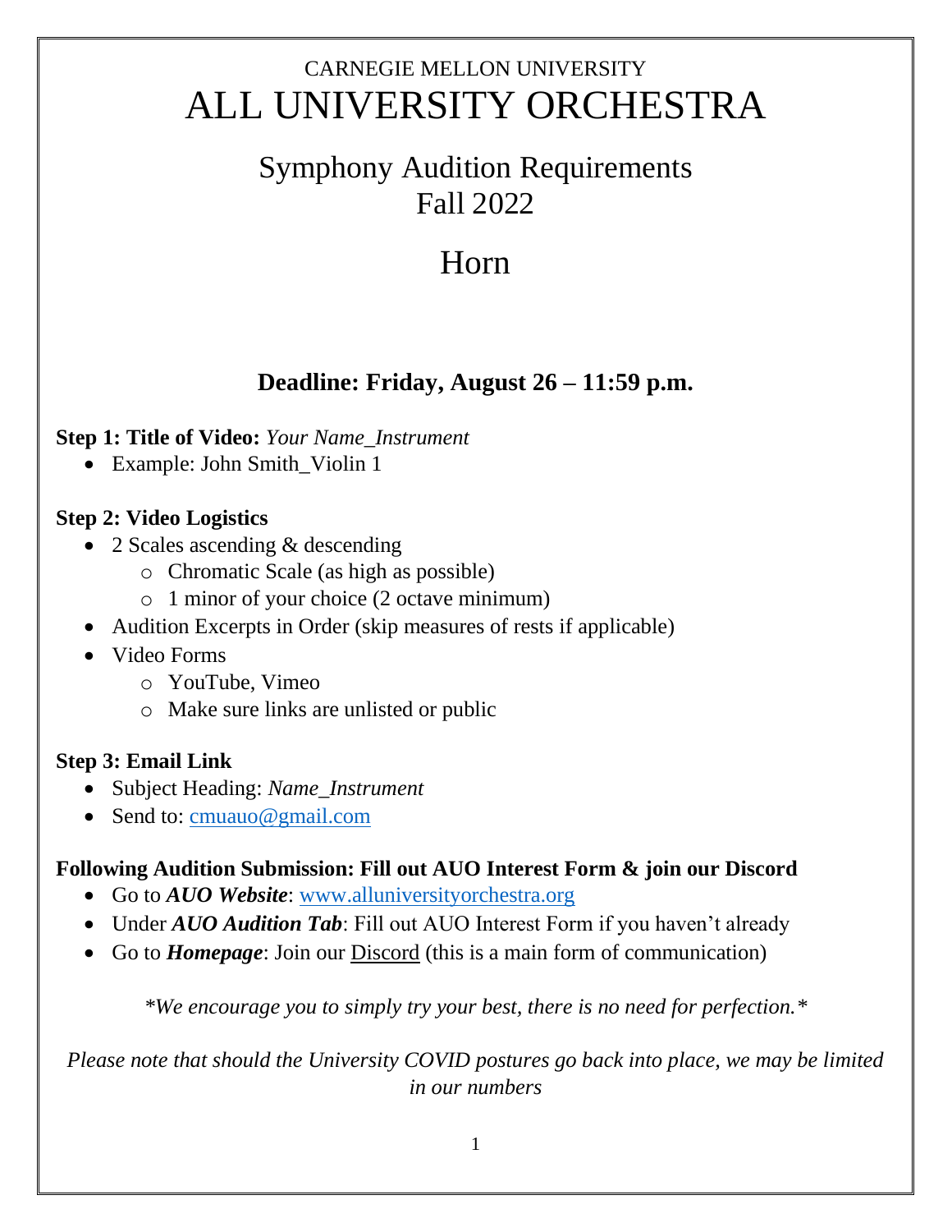CARNEGIE MELLON UNIVERSITY

# ALL UNIVERSITY ORCHESTRA

## Symphony Audition Requirements
## Fall 2022

# Horn

### Deadline: Friday, August 26 – 11:59 p.m.

**Step 1: Title of Video:** *Your Name_Instrument*

- Example: John Smith_Violin 1

**Step 2: Video Logistics**

- 2 Scales ascending & descending
  - Chromatic Scale (as high as possible)
  - 1 minor of your choice (2 octave minimum)
- Audition Excerpts in Order (skip measures of rests if applicable)
- Video Forms
  - YouTube, Vimeo
  - Make sure links are unlisted or public

**Step 3: Email Link**

- Subject Heading: *Name_Instrument*
- Send to: cmuauo@gmail.com

**Following Audition Submission: Fill out AUO Interest Form & join our Discord**

- Go to ***AUO Website***: www.alluniversityorchestra.org
- Under ***AUO Audition Tab***: Fill out AUO Interest Form if you haven't already
- Go to ***Homepage***: Join our Discord (this is a main form of communication)

*\*We encourage you to simply try your best, there is no need for perfection.\**

*Please note that should the University COVID postures go back into place, we may be limited in our numbers*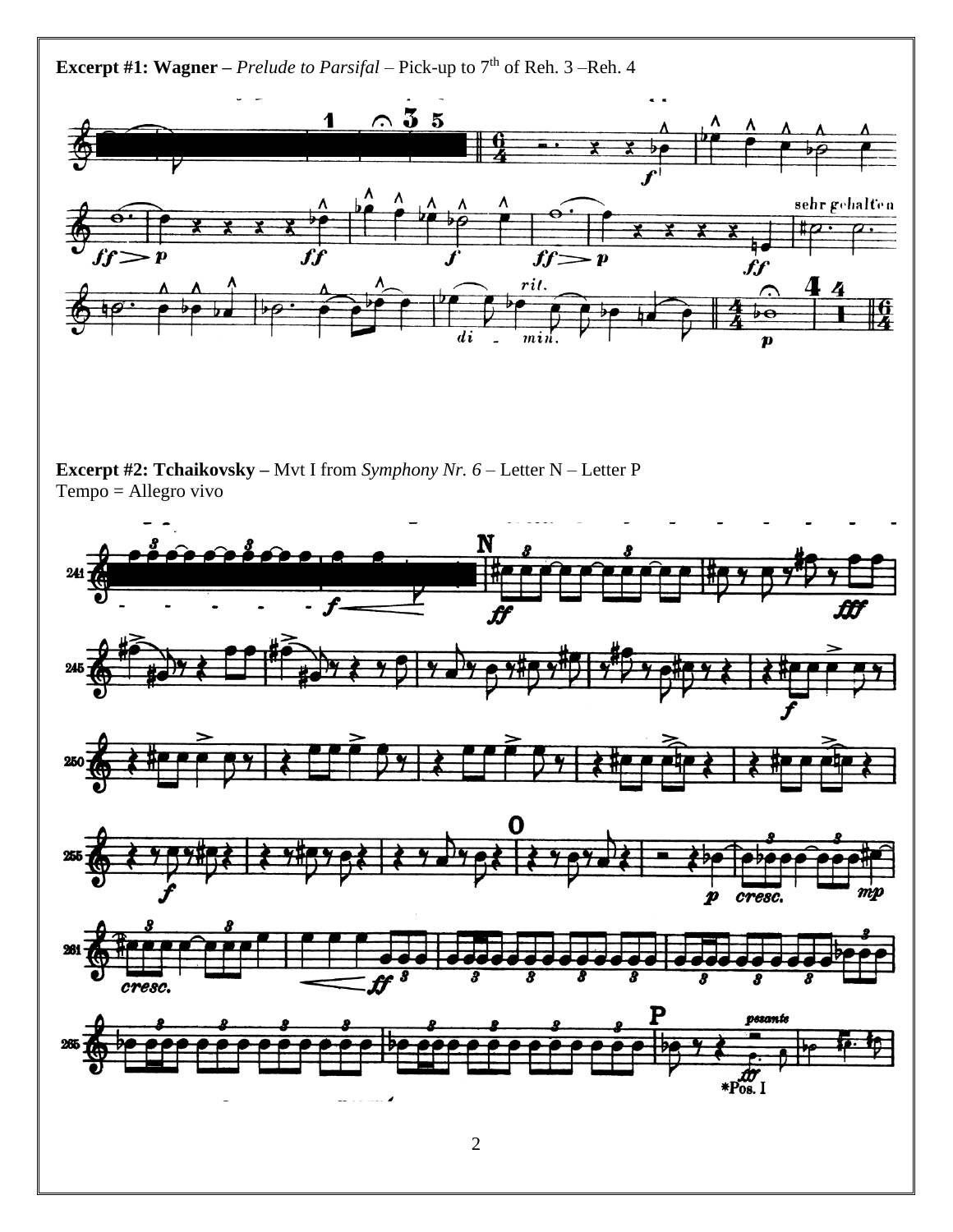**Excerpt #1: Wagner –** *Prelude to Parsifal* – Pick-up to 7th of Reh. 3 –Reh. 4

**Excerpt #2: Tchaikovsky –** Mvt I from *Symphony Nr. 6* – Letter N – Letter P
Tempo = Allegro vivo